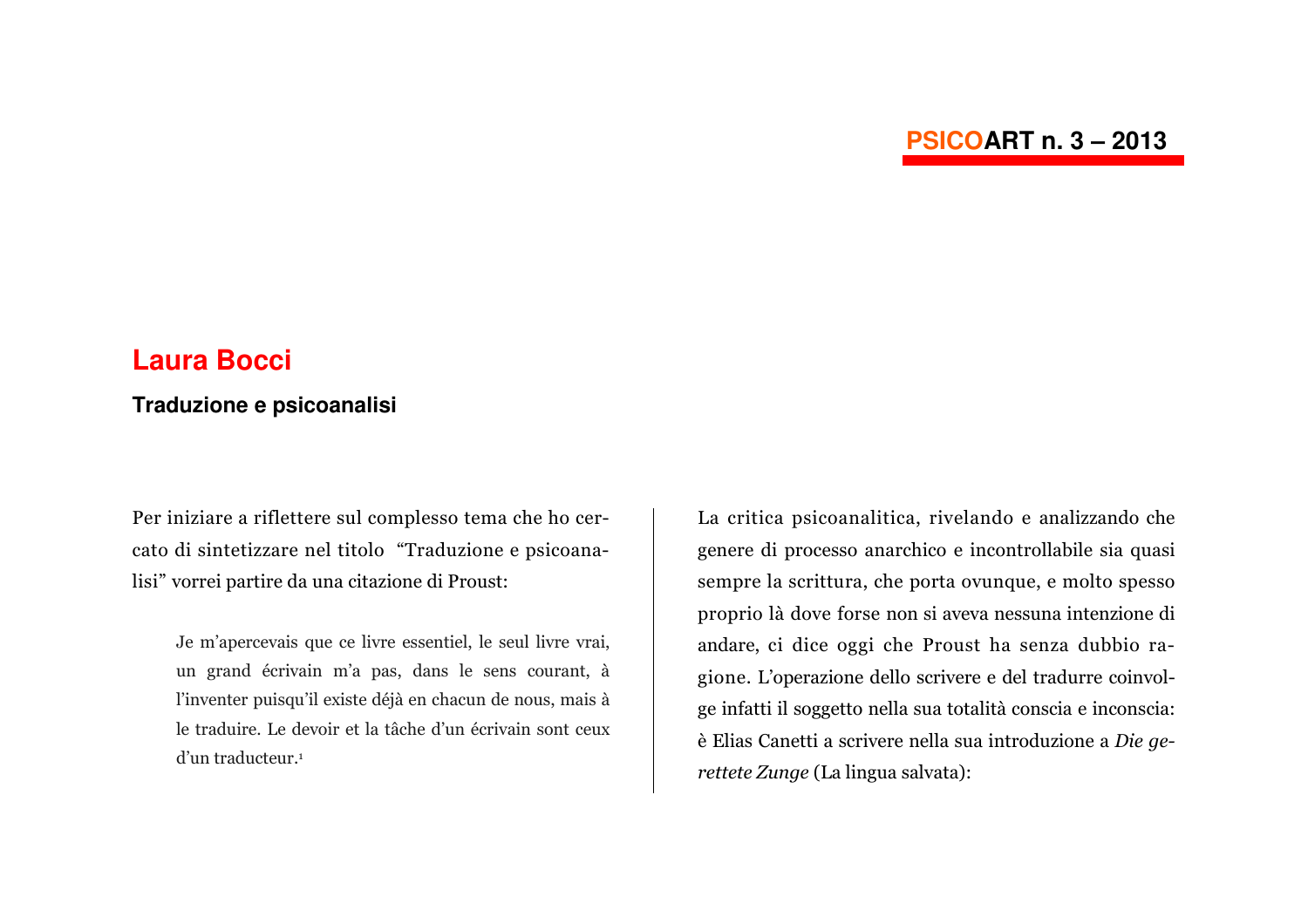# Laura Bocci

## Traduzione e psicoanalisi

Per iniziare a riflettere sul complesso tema che ho cercato di sintetizzare nel titolo "Traduzione e psicoanalisi" vorrei partire da una citazione di Proust:

> Je m'apercevais que ce livre essentiel, le seul livre vrai, un grand écrivain m'a pas, dans le sens courant, à l'inventer puisqu'il existe déjà en chacun de nous, mais à le traduire. Le devoir et la tâche d'un écrivain sont ceux d'un traducteur.[1]

La critica psicoanalitica, rivelando e analizzando che genere di processo anarchico e incontrollabile sia quasi sempre la scrittura, che porta ovunque, e molto spesso proprio là dove forse non si aveva nessuna intenzione di andare, ci dice oggi che Proust ha senza dubbio ragione. L'operazione dello scrivere e del tradurre coinvolge infatti il soggetto nella sua totalità conscia e inconscia: è Elias Canetti a scrivere nella sua introduzione a *Die gerettete Zunge* (La lingua salvata):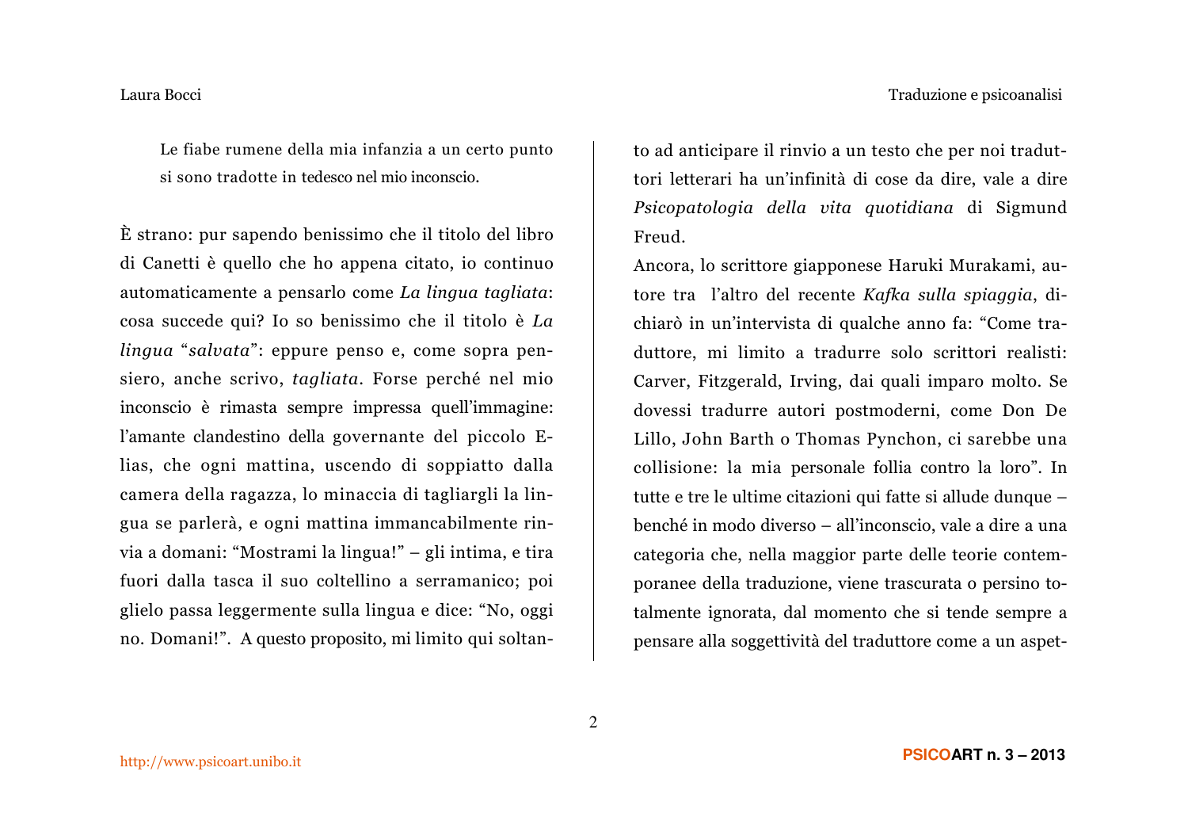> Le fiabe rumene della mia infanzia a un certo punto si sono tradotte in tedesco nel mio inconscio.

È strano: pur sapendo benissimo che il titolo del libro di Canetti è quello che ho appena citato, io continuo automaticamente a pensarlo come *La lingua tagliata*: cosa succede qui? Io so benissimo che il titolo è *La lingua* "*salvata*": eppure penso e, come sopra pensiero, anche scrivo, *tagliata*. Forse perché nel mio inconscio è rimasta sempre impressa quell'immagine: l'amante clandestino della governante del piccolo Elias, che ogni mattina, uscendo di soppiatto dalla camera della ragazza, lo minaccia di tagliargli la lingua se parlerà, e ogni mattina immancabilmente rinvia a domani: "Mostrami la lingua!" – gli intima, e tira fuori dalla tasca il suo coltellino a serramanico; poi glielo passa leggermente sulla lingua e dice: "No, oggi no. Domani!". A questo proposito, mi limito qui soltanto ad anticipare il rinvio a un testo che per noi traduttori letterari ha un'infinità di cose da dire, vale a dire *Psicopatologia della vita quotidiana* di Sigmund Freud.

Ancora, lo scrittore giapponese Haruki Murakami, autore tra l'altro del recente *Kafka sulla spiaggia*, dichiarò in un'intervista di qualche anno fa: "Come traduttore, mi limito a tradurre solo scrittori realisti: Carver, Fitzgerald, Irving, dai quali imparo molto. Se dovessi tradurre autori postmoderni, come Don De Lillo, John Barth o Thomas Pynchon, ci sarebbe una collisione: la mia personale follia contro la loro". In tutte e tre le ultime citazioni qui fatte si allude dunque – benché in modo diverso – all'inconscio, vale a dire a una categoria che, nella maggior parte delle teorie contemporanee della traduzione, viene trascurata o persino totalmente ignorata, dal momento che si tende sempre a pensare alla soggettività del traduttore come a un aspet-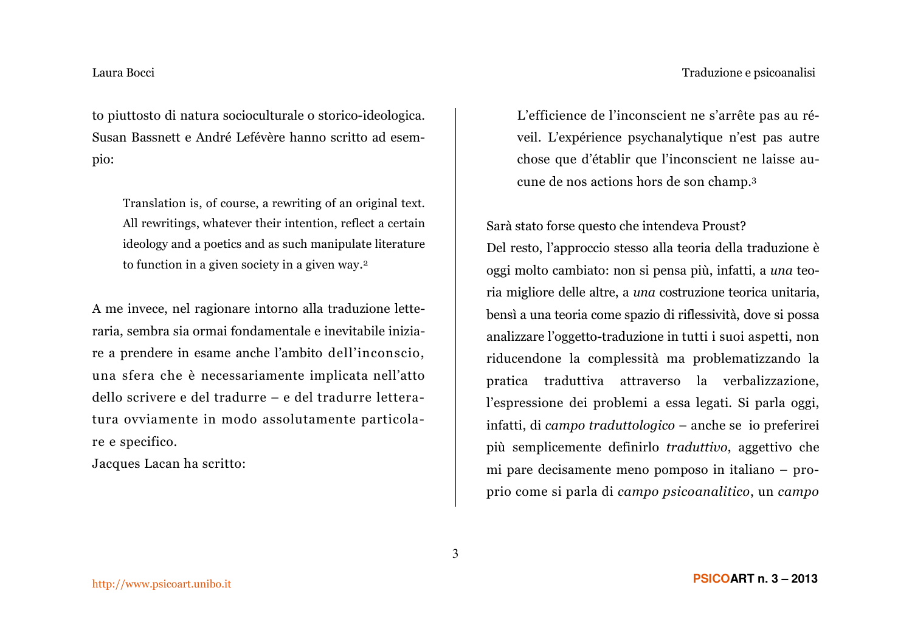to piuttosto di natura socioculturale o storico-ideologica. Susan Bassnett e André Lefévère hanno scritto ad esempio:

> Translation is, of course, a rewriting of an original text. All rewritings, whatever their intention, reflect a certain ideology and a poetics and as such manipulate literature to function in a given society in a given way.[2]

A me invece, nel ragionare intorno alla traduzione letteraria, sembra sia ormai fondamentale e inevitabile iniziare a prendere in esame anche l'ambito dell'inconscio, una sfera che è necessariamente implicata nell'atto dello scrivere e del tradurre – e del tradurre letteratura ovviamente in modo assolutamente particolare e specifico.

Jacques Lacan ha scritto:

> L'efficience de l'inconscient ne s'arrête pas au réveil. L'expérience psychanalytique n'est pas autre chose que d'établir que l'inconscient ne laisse aucune de nos actions hors de son champ.[3]

Sarà stato forse questo che intendeva Proust?

Del resto, l'approccio stesso alla teoria della traduzione è oggi molto cambiato: non si pensa più, infatti, a *una* teoria migliore delle altre, a *una* costruzione teorica unitaria, bensì a una teoria come spazio di riflessività, dove si possa analizzare l'oggetto-traduzione in tutti i suoi aspetti, non riducendone la complessità ma problematizzando la pratica traduttiva attraverso la verbalizzazione, l'espressione dei problemi a essa legati. Si parla oggi, infatti, di *campo traduttologico* – anche se io preferirei più semplicemente definirlo *traduttivo*, aggettivo che mi pare decisamente meno pomposo in italiano – proprio come si parla di *campo psicoanalitico*, un *campo*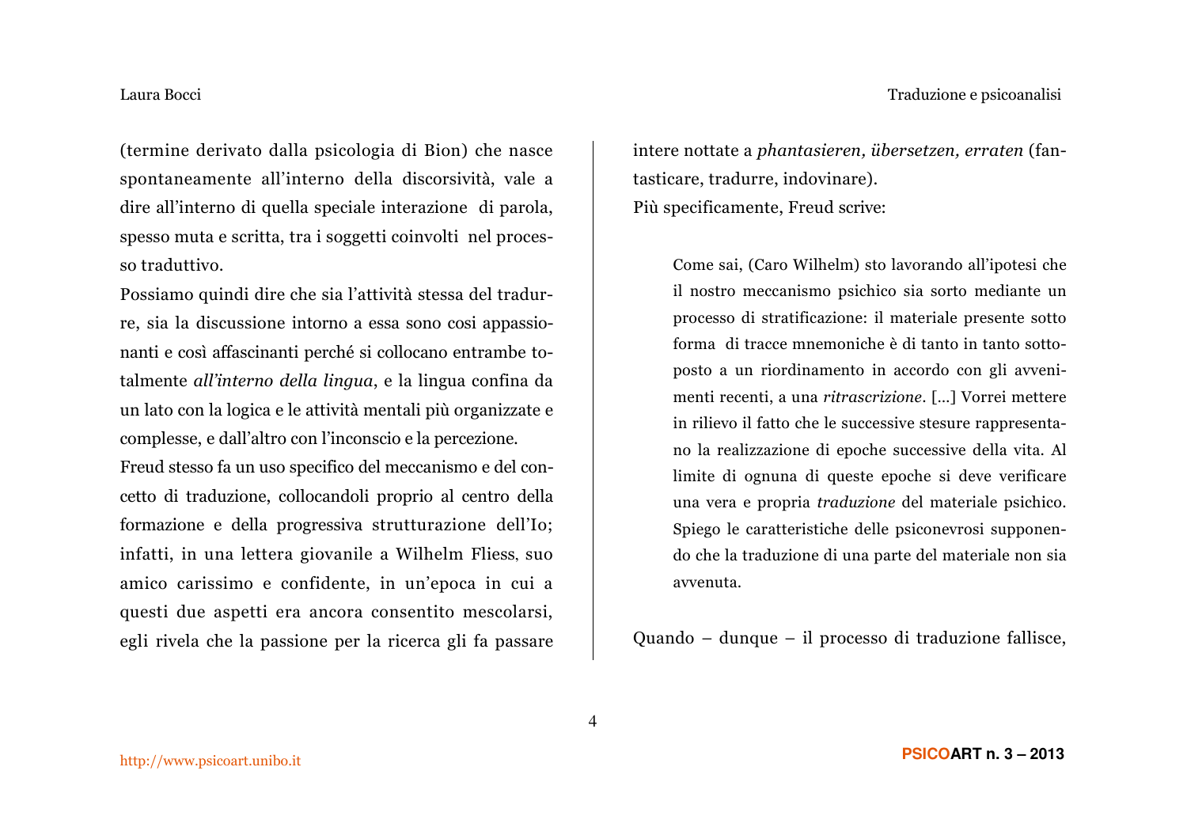(termine derivato dalla psicologia di Bion) che nasce spontaneamente all'interno della discorsività, vale a dire all'interno di quella speciale interazione di parola, spesso muta e scritta, tra i soggetti coinvolti nel processo traduttivo.

Possiamo quindi dire che sia l'attività stessa del tradurre, sia la discussione intorno a essa sono cosi appassionanti e così affascinanti perché si collocano entrambe totalmente *all'interno della lingua*, e la lingua confina da un lato con la logica e le attività mentali più organizzate e complesse, e dall'altro con l'inconscio e la percezione.

Freud stesso fa un uso specifico del meccanismo e del concetto di traduzione, collocandoli proprio al centro della formazione e della progressiva strutturazione dell'Io; infatti, in una lettera giovanile a Wilhelm Fliess, suo amico carissimo e confidente, in un'epoca in cui a questi due aspetti era ancora consentito mescolarsi, egli rivela che la passione per la ricerca gli fa passare intere nottate a *phantasieren, übersetzen, erraten* (fantasticare, tradurre, indovinare).

Più specificamente, Freud scrive:

> Come sai, (Caro Wilhelm) sto lavorando all'ipotesi che il nostro meccanismo psichico sia sorto mediante un processo di stratificazione: il materiale presente sotto forma di tracce mnemoniche è di tanto in tanto sottoposto a un riordinamento in accordo con gli avvenimenti recenti, a una *ritrascrizione*. [...] Vorrei mettere in rilievo il fatto che le successive stesure rappresentano la realizzazione di epoche successive della vita. Al limite di ognuna di queste epoche si deve verificare una vera e propria *traduzione* del materiale psichico. Spiego le caratteristiche delle psiconevrosi supponendo che la traduzione di una parte del materiale non sia avvenuta.

Quando – dunque – il processo di traduzione fallisce,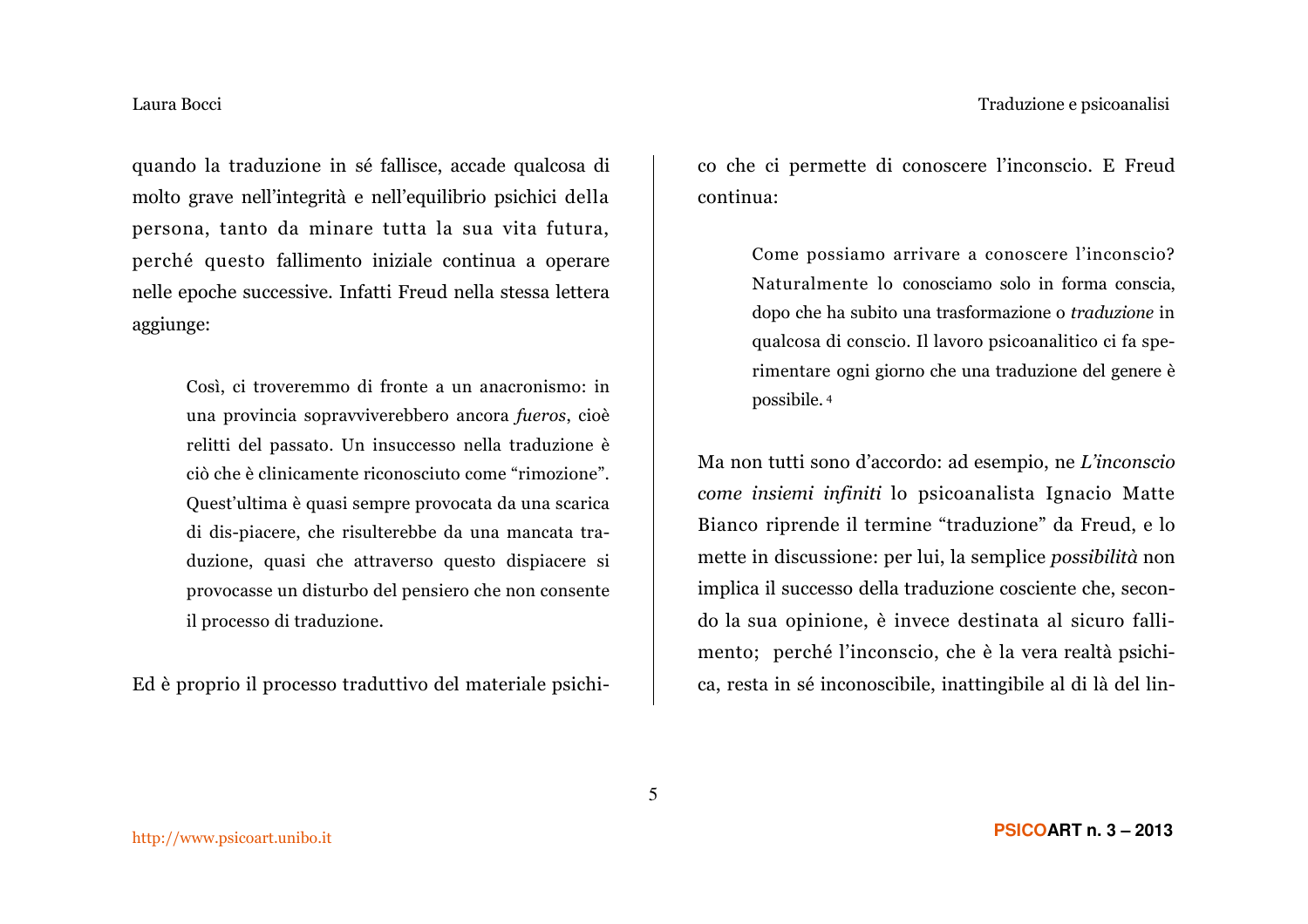quando la traduzione in sé fallisce, accade qualcosa di molto grave nell'integrità e nell'equilibrio psichici della persona, tanto da minare tutta la sua vita futura, perché questo fallimento iniziale continua a operare nelle epoche successive. Infatti Freud nella stessa lettera aggiunge:

> Così, ci troveremmo di fronte a un anacronismo: in una provincia sopravviverebbero ancora *fueros*, cioè relitti del passato. Un insuccesso nella traduzione è ciò che è clinicamente riconosciuto come "rimozione". Quest'ultima è quasi sempre provocata da una scarica di dis-piacere, che risulterebbe da una mancata traduzione, quasi che attraverso questo dispiacere si provocasse un disturbo del pensiero che non consente il processo di traduzione.

Ed è proprio il processo traduttivo del materiale psichico che ci permette di conoscere l'inconscio. E Freud continua:

> Come possiamo arrivare a conoscere l'inconscio? Naturalmente lo conosciamo solo in forma conscia, dopo che ha subito una trasformazione o *traduzione* in qualcosa di conscio. Il lavoro psicoanalitico ci fa sperimentare ogni giorno che una traduzione del genere è possibile. [4]

Ma non tutti sono d'accordo: ad esempio, ne *L'inconscio come insiemi infiniti* lo psicoanalista Ignacio Matte Bianco riprende il termine "traduzione" da Freud, e lo mette in discussione: per lui, la semplice *possibilità* non implica il successo della traduzione cosciente che, secondo la sua opinione, è invece destinata al sicuro fallimento; perché l'inconscio, che è la vera realtà psichica, resta in sé inconoscibile, inattingibile al di là del lin-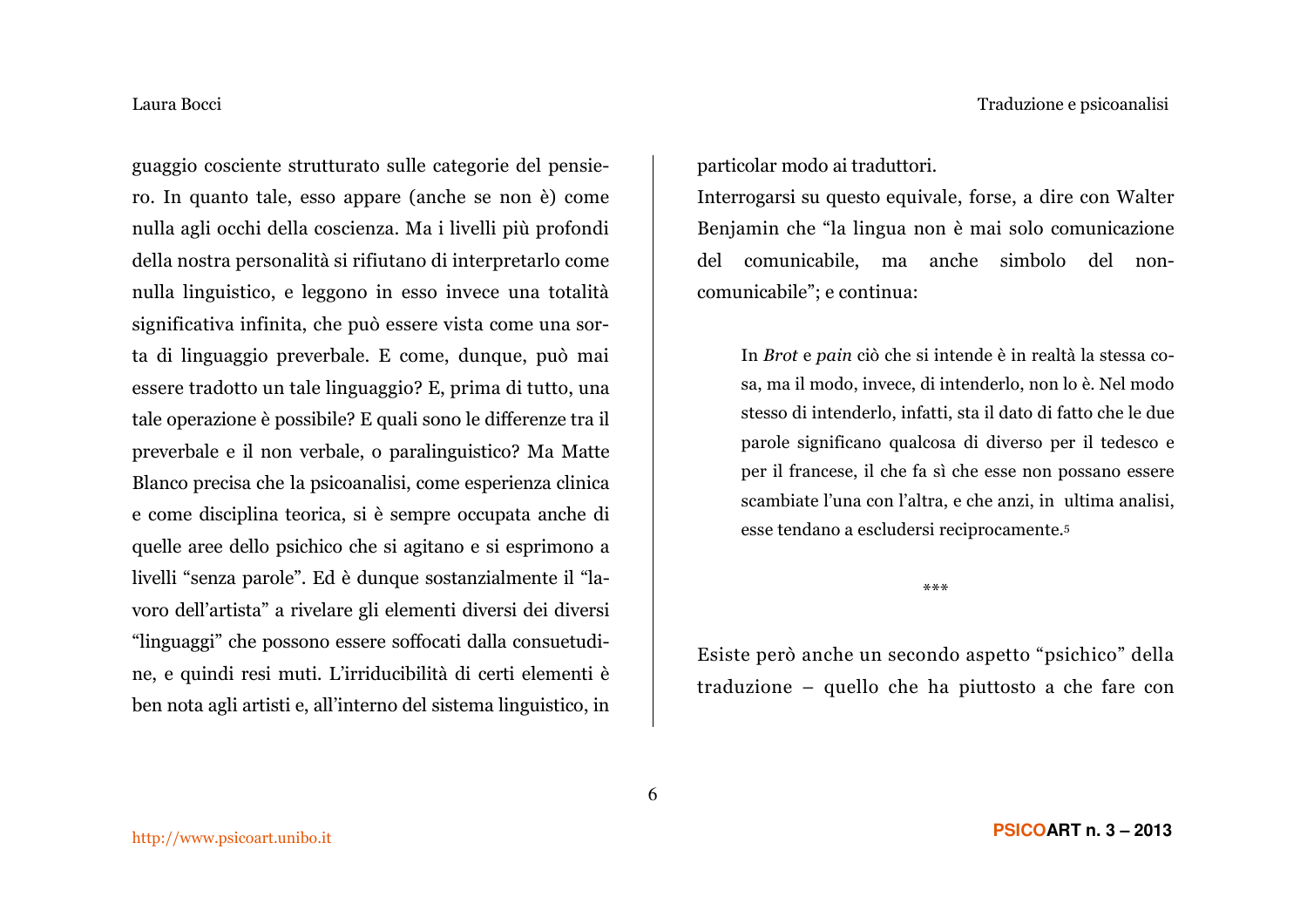guaggio cosciente strutturato sulle categorie del pensiero. In quanto tale, esso appare (anche se non è) come nulla agli occhi della coscienza. Ma i livelli più profondi della nostra personalità si rifiutano di interpretarlo come nulla linguistico, e leggono in esso invece una totalità significativa infinita, che può essere vista come una sorta di linguaggio preverbale. E come, dunque, può mai essere tradotto un tale linguaggio? E, prima di tutto, una tale operazione è possibile? E quali sono le differenze tra il preverbale e il non verbale, o paralinguistico? Ma Matte Blanco precisa che la psicoanalisi, come esperienza clinica e come disciplina teorica, si è sempre occupata anche di quelle aree dello psichico che si agitano e si esprimono a livelli "senza parole". Ed è dunque sostanzialmente il "lavoro dell'artista" a rivelare gli elementi diversi dei diversi "linguaggi" che possono essere soffocati dalla consuetudine, e quindi resi muti. L'irriducibilità di certi elementi è ben nota agli artisti e, all'interno del sistema linguistico, in particolar modo ai traduttori.

Interrogarsi su questo equivale, forse, a dire con Walter Benjamin che "la lingua non è mai solo comunicazione del comunicabile, ma anche simbolo del non-comunicabile"; e continua:

> In *Brot* e *pain* ciò che si intende è in realtà la stessa cosa, ma il modo, invece, di intenderlo, non lo è. Nel modo stesso di intenderlo, infatti, sta il dato di fatto che le due parole significano qualcosa di diverso per il tedesco e per il francese, il che fa sì che esse non possano essere scambiate l'una con l'altra, e che anzi, in ultima analisi, esse tendano a escludersi reciprocamente.[5]

\*\*\*

Esiste però anche un secondo aspetto "psichico" della traduzione – quello che ha piuttosto a che fare con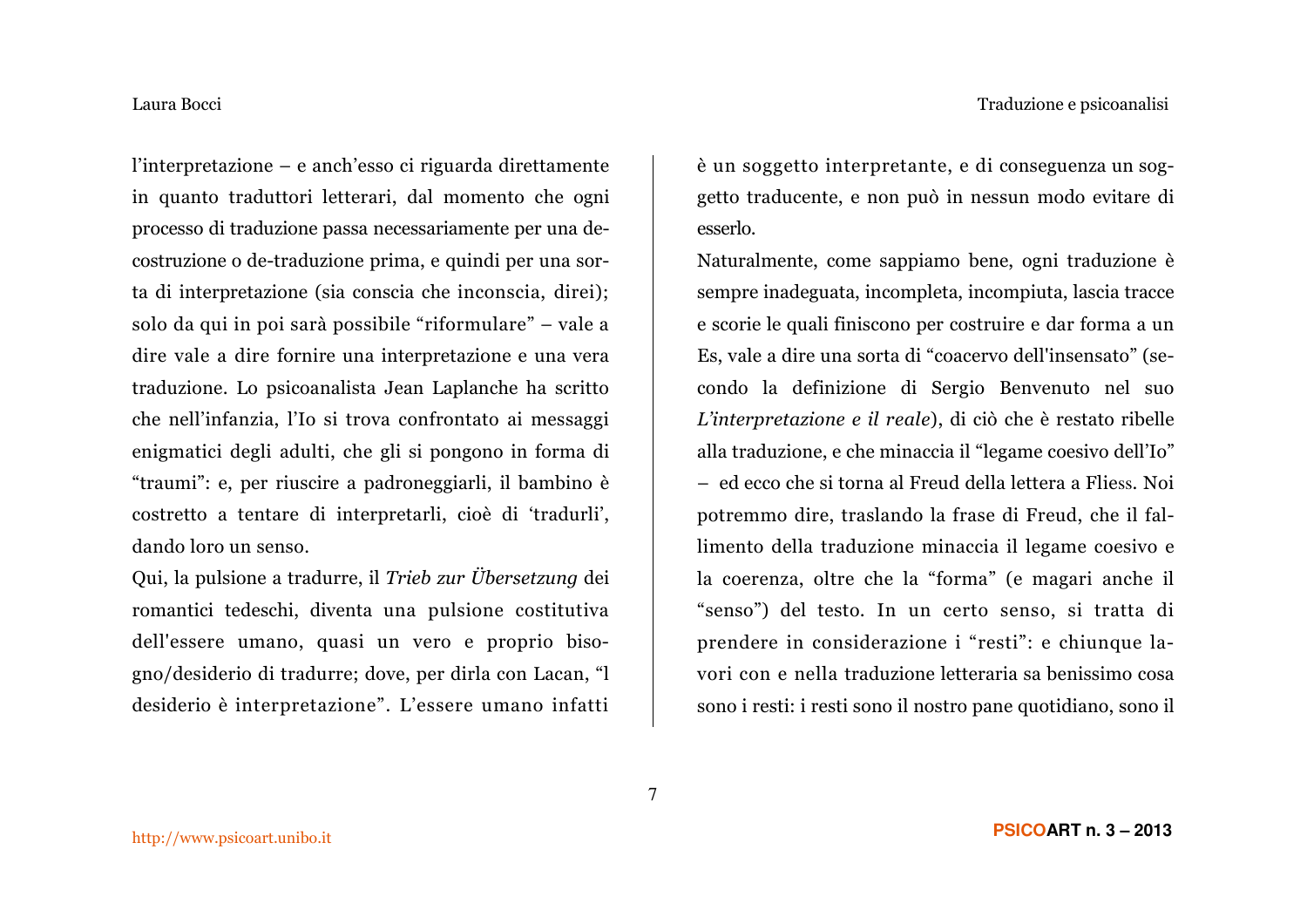l'interpretazione – e anch'esso ci riguarda direttamente in quanto traduttori letterari, dal momento che ogni processo di traduzione passa necessariamente per una decostruzione o de-traduzione prima, e quindi per una sorta di interpretazione (sia conscia che inconscia, direi); solo da qui in poi sarà possibile "riformulare" – vale a dire vale a dire fornire una interpretazione e una vera traduzione. Lo psicoanalista Jean Laplanche ha scritto che nell'infanzia, l'Io si trova confrontato ai messaggi enigmatici degli adulti, che gli si pongono in forma di "traumi": e, per riuscire a padroneggiarli, il bambino è costretto a tentare di interpretarli, cioè di 'tradurli', dando loro un senso.

Qui, la pulsione a tradurre, il *Trieb zur Übersetzung* dei romantici tedeschi, diventa una pulsione costitutiva dell'essere umano, quasi un vero e proprio bisogno/desiderio di tradurre; dove, per dirla con Lacan, "l desiderio è interpretazione". L'essere umano infatti è un soggetto interpretante, e di conseguenza un soggetto traducente, e non può in nessun modo evitare di esserlo.

Naturalmente, come sappiamo bene, ogni traduzione è sempre inadeguata, incompleta, incompiuta, lascia tracce e scorie le quali finiscono per costruire e dar forma a un Es, vale a dire una sorta di "coacervo dell'insensato" (secondo la definizione di Sergio Benvenuto nel suo *L'interpretazione e il reale*), di ciò che è restato ribelle alla traduzione, e che minaccia il "legame coesivo dell'Io" – ed ecco che si torna al Freud della lettera a Fliess. Noi potremmo dire, traslando la frase di Freud, che il fallimento della traduzione minaccia il legame coesivo e la coerenza, oltre che la "forma" (e magari anche il "senso") del testo. In un certo senso, si tratta di prendere in considerazione i "resti": e chiunque lavori con e nella traduzione letteraria sa benissimo cosa sono i resti: i resti sono il nostro pane quotidiano, sono il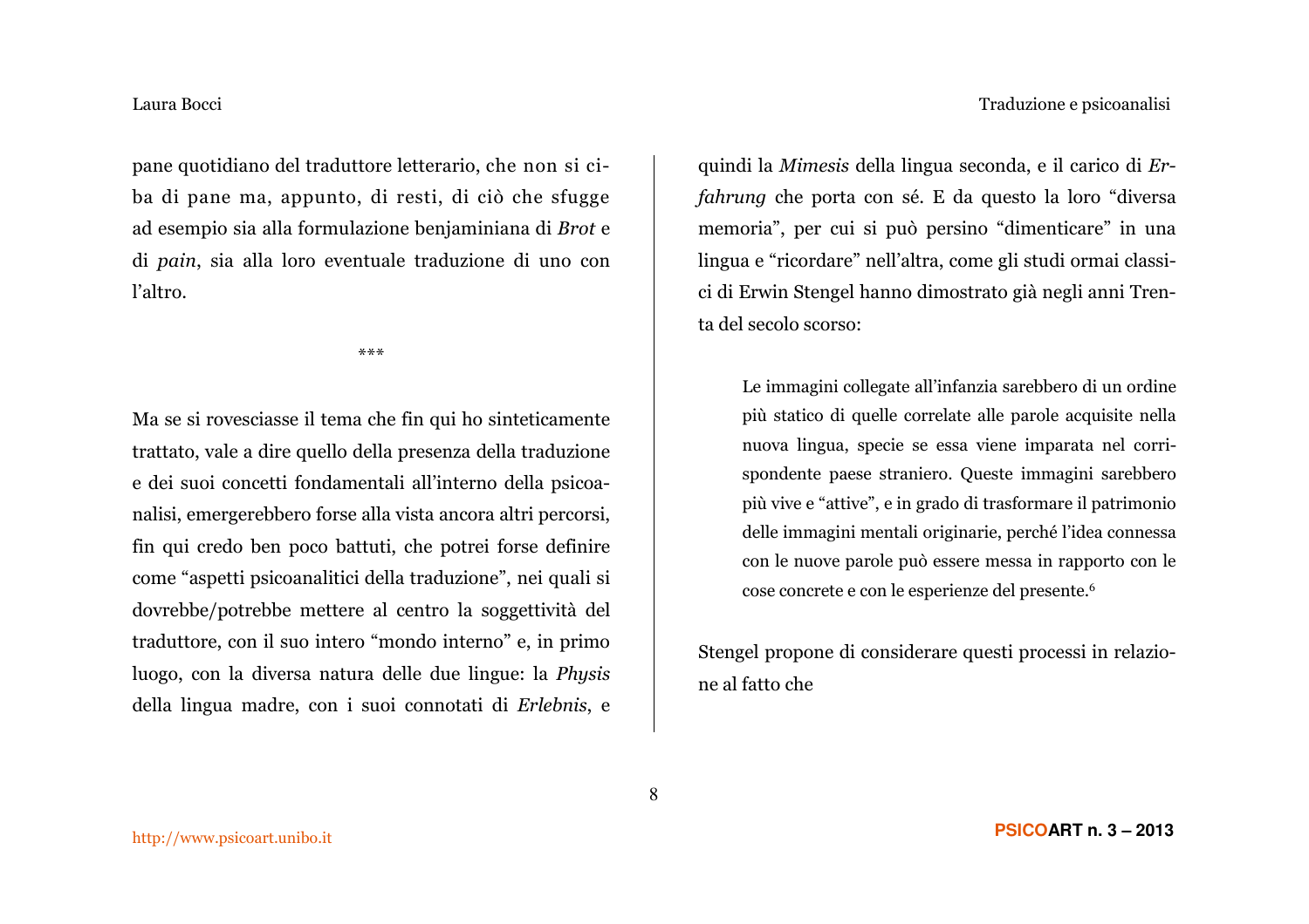pane quotidiano del traduttore letterario, che non si ciba di pane ma, appunto, di resti, di ciò che sfugge ad esempio sia alla formulazione benjaminiana di *Brot* e di *pain*, sia alla loro eventuale traduzione di uno con l'altro.

\*\*\*

Ma se si rovesciasse il tema che fin qui ho sinteticamente trattato, vale a dire quello della presenza della traduzione e dei suoi concetti fondamentali all'interno della psicoanalisi, emergerebbero forse alla vista ancora altri percorsi, fin qui credo ben poco battuti, che potrei forse definire come "aspetti psicoanalitici della traduzione", nei quali si dovrebbe/potrebbe mettere al centro la soggettività del traduttore, con il suo intero "mondo interno" e, in primo luogo, con la diversa natura delle due lingue: la *Physis* della lingua madre, con i suoi connotati di *Erlebnis*, e quindi la *Mimesis* della lingua seconda, e il carico di *Erfahrung* che porta con sé. E da questo la loro "diversa memoria", per cui si può persino "dimenticare" in una lingua e "ricordare" nell'altra, come gli studi ormai classici di Erwin Stengel hanno dimostrato già negli anni Trenta del secolo scorso:

> Le immagini collegate all'infanzia sarebbero di un ordine più statico di quelle correlate alle parole acquisite nella nuova lingua, specie se essa viene imparata nel corrispondente paese straniero. Queste immagini sarebbero più vive e "attive", e in grado di trasformare il patrimonio delle immagini mentali originarie, perché l'idea connessa con le nuove parole può essere messa in rapporto con le cose concrete e con le esperienze del presente.[6]

Stengel propone di considerare questi processi in relazione al fatto che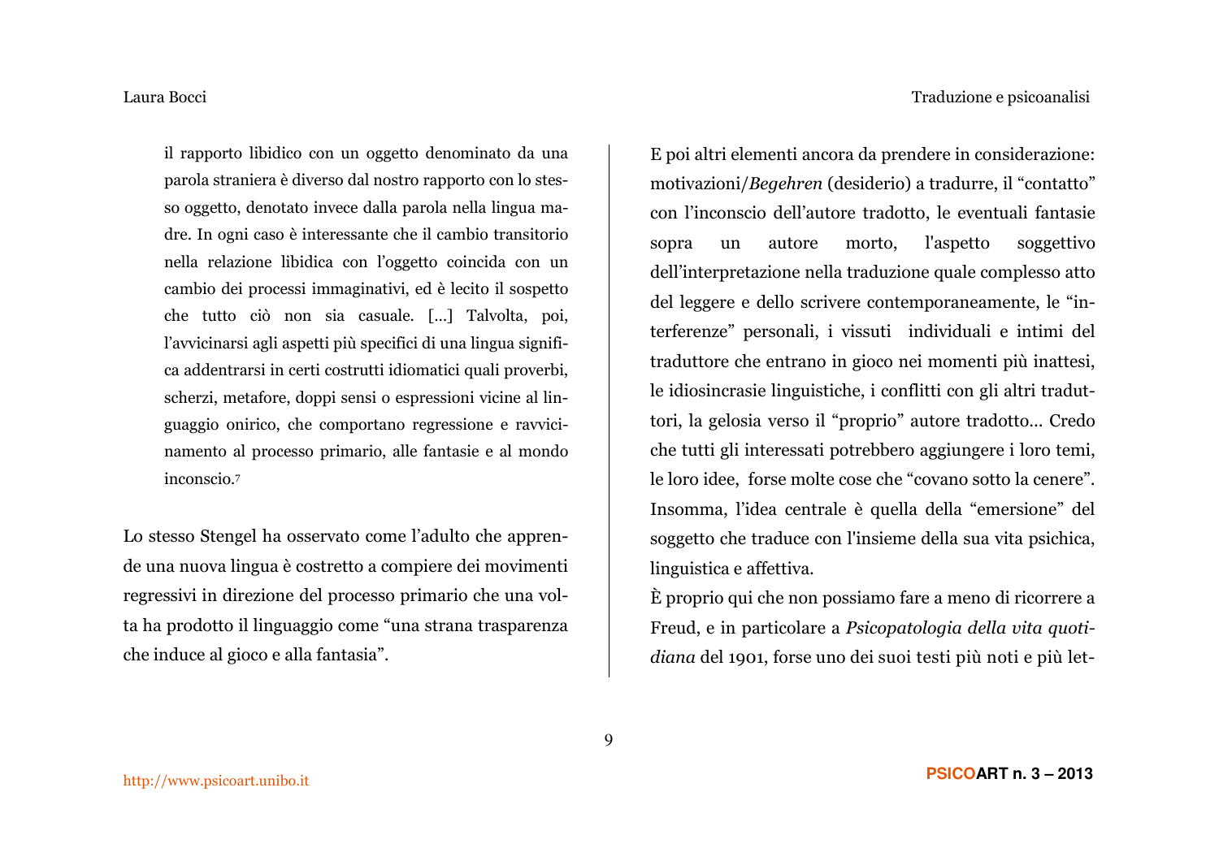> il rapporto libidico con un oggetto denominato da una parola straniera è diverso dal nostro rapporto con lo stesso oggetto, denotato invece dalla parola nella lingua madre. In ogni caso è interessante che il cambio transitorio nella relazione libidica con l'oggetto coincida con un cambio dei processi immaginativi, ed è lecito il sospetto che tutto ciò non sia casuale. [...] Talvolta, poi, l'avvicinarsi agli aspetti più specifici di una lingua significa addentrarsi in certi costrutti idiomatici quali proverbi, scherzi, metafore, doppi sensi o espressioni vicine al linguaggio onirico, che comportano regressione e ravvicinamento al processo primario, alle fantasie e al mondo inconscio.[7]

Lo stesso Stengel ha osservato come l'adulto che apprende una nuova lingua è costretto a compiere dei movimenti regressivi in direzione del processo primario che una volta ha prodotto il linguaggio come "una strana trasparenza che induce al gioco e alla fantasia".

E poi altri elementi ancora da prendere in considerazione: motivazioni/*Begehren* (desiderio) a tradurre, il "contatto" con l'inconscio dell'autore tradotto, le eventuali fantasie sopra un autore morto, l'aspetto soggettivo dell'interpretazione nella traduzione quale complesso atto del leggere e dello scrivere contemporaneamente, le "interferenze" personali, i vissuti individuali e intimi del traduttore che entrano in gioco nei momenti più inattesi, le idiosincrasie linguistiche, i conflitti con gli altri traduttori, la gelosia verso il "proprio" autore tradotto... Credo che tutti gli interessati potrebbero aggiungere i loro temi, le loro idee, forse molte cose che "covano sotto la cenere". Insomma, l'idea centrale è quella della "emersione" del soggetto che traduce con l'insieme della sua vita psichica, linguistica e affettiva.

È proprio qui che non possiamo fare a meno di ricorrere a Freud, e in particolare a *Psicopatologia della vita quotidiana* del 1901, forse uno dei suoi testi più noti e più let-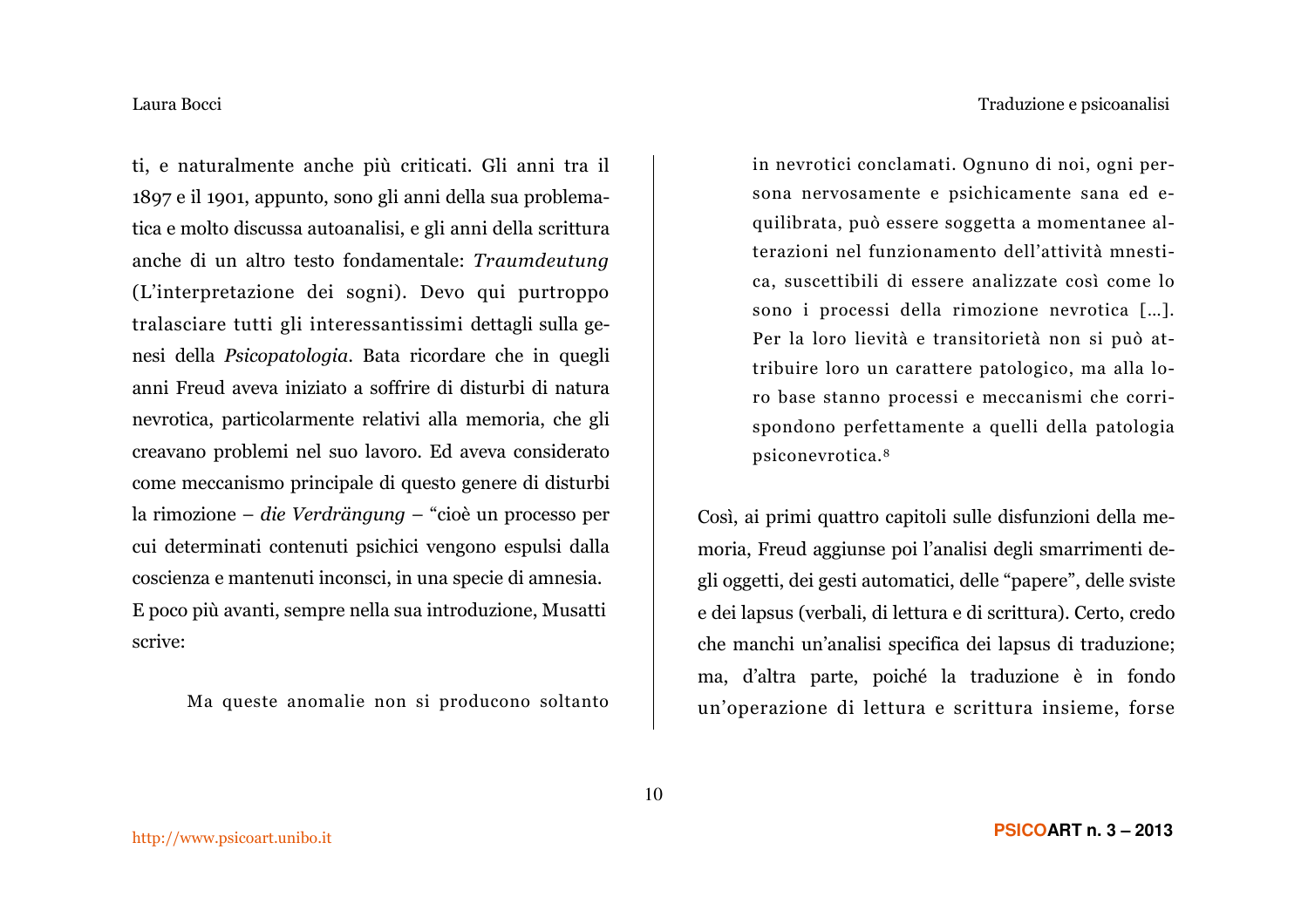ti, e naturalmente anche più criticati. Gli anni tra il 1897 e il 1901, appunto, sono gli anni della sua problematica e molto discussa autoanalisi, e gli anni della scrittura anche di un altro testo fondamentale: *Traumdeutung* (L'interpretazione dei sogni). Devo qui purtroppo tralasciare tutti gli interessantissimi dettagli sulla genesi della *Psicopatologia*. Bata ricordare che in quegli anni Freud aveva iniziato a soffrire di disturbi di natura nevrotica, particolarmente relativi alla memoria, che gli creavano problemi nel suo lavoro. Ed aveva considerato come meccanismo principale di questo genere di disturbi la rimozione – *die Verdrängung* – "cioè un processo per cui determinati contenuti psichici vengono espulsi dalla coscienza e mantenuti inconsci, in una specie di amnesia.
E poco più avanti, sempre nella sua introduzione, Musatti scrive:

> Ma queste anomalie non si producono soltanto in nevrotici conclamati. Ognuno di noi, ogni persona nervosamente e psichicamente sana ed equilibrata, può essere soggetta a momentanee alterazioni nel funzionamento dell'attività mnestica, suscettibili di essere analizzate così come lo sono i processi della rimozione nevrotica [...]. Per la loro lievità e transitorietà non si può attribuire loro un carattere patologico, ma alla loro base stanno processi e meccanismi che corrispondono perfettamente a quelli della patologia psiconevrotica.[8]

Così, ai primi quattro capitoli sulle disfunzioni della memoria, Freud aggiunse poi l'analisi degli smarrimenti degli oggetti, dei gesti automatici, delle "papere", delle sviste e dei lapsus (verbali, di lettura e di scrittura). Certo, credo che manchi un'analisi specifica dei lapsus di traduzione; ma, d'altra parte, poiché la traduzione è in fondo un'operazione di lettura e scrittura insieme, forse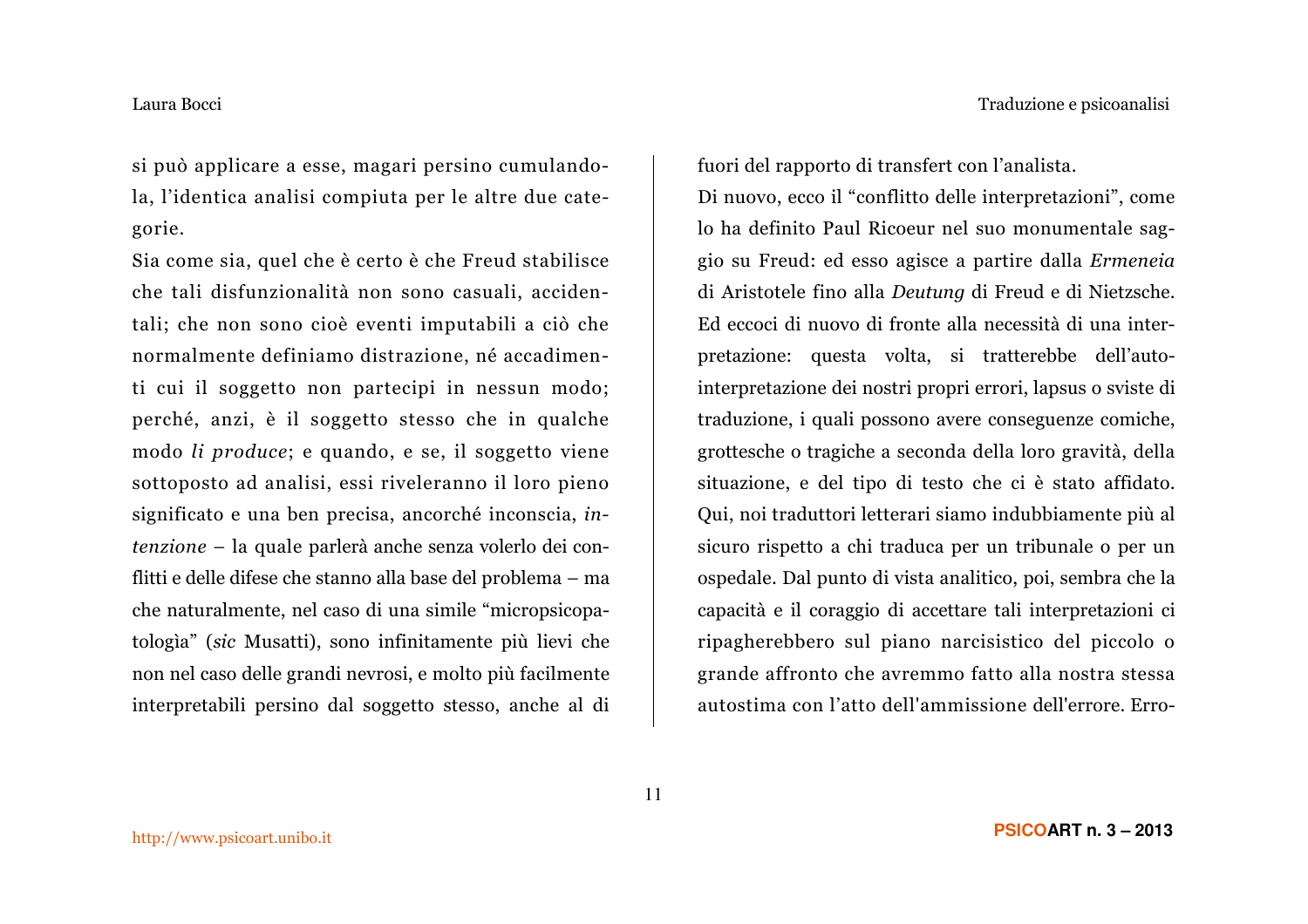si può applicare a esse, magari persino cumulandola, l'identica analisi compiuta per le altre due categorie.

Sia come sia, quel che è certo è che Freud stabilisce che tali disfunzionalità non sono casuali, accidentali; che non sono cioè eventi imputabili a ciò che normalmente definiamo distrazione, né accadimenti cui il soggetto non partecipi in nessun modo; perché, anzi, è il soggetto stesso che in qualche modo *li produce*; e quando, e se, il soggetto viene sottoposto ad analisi, essi riveleranno il loro pieno significato e una ben precisa, ancorché inconscia, *intenzione* – la quale parlerà anche senza volerlo dei conflitti e delle difese che stanno alla base del problema – ma che naturalmente, nel caso di una simile "micropsicopatologìa" (*sic* Musatti), sono infinitamente più lievi che non nel caso delle grandi nevrosi, e molto più facilmente interpretabili persino dal soggetto stesso, anche al di fuori del rapporto di transfert con l'analista.

Di nuovo, ecco il "conflitto delle interpretazioni", come lo ha definito Paul Ricoeur nel suo monumentale saggio su Freud: ed esso agisce a partire dalla *Ermeneia* di Aristotele fino alla *Deutung* di Freud e di Nietzsche. Ed eccoci di nuovo di fronte alla necessità di una interpretazione: questa volta, si tratterebbe dell'auto-interpretazione dei nostri propri errori, lapsus o sviste di traduzione, i quali possono avere conseguenze comiche, grottesche o tragiche a seconda della loro gravità, della situazione, e del tipo di testo che ci è stato affidato. Qui, noi traduttori letterari siamo indubbiamente più al sicuro rispetto a chi traduca per un tribunale o per un ospedale. Dal punto di vista analitico, poi, sembra che la capacità e il coraggio di accettare tali interpretazioni ci ripagherebbero sul piano narcisistico del piccolo o grande affronto che avremmo fatto alla nostra stessa autostima con l'atto dell'ammissione dell'errore. Erro-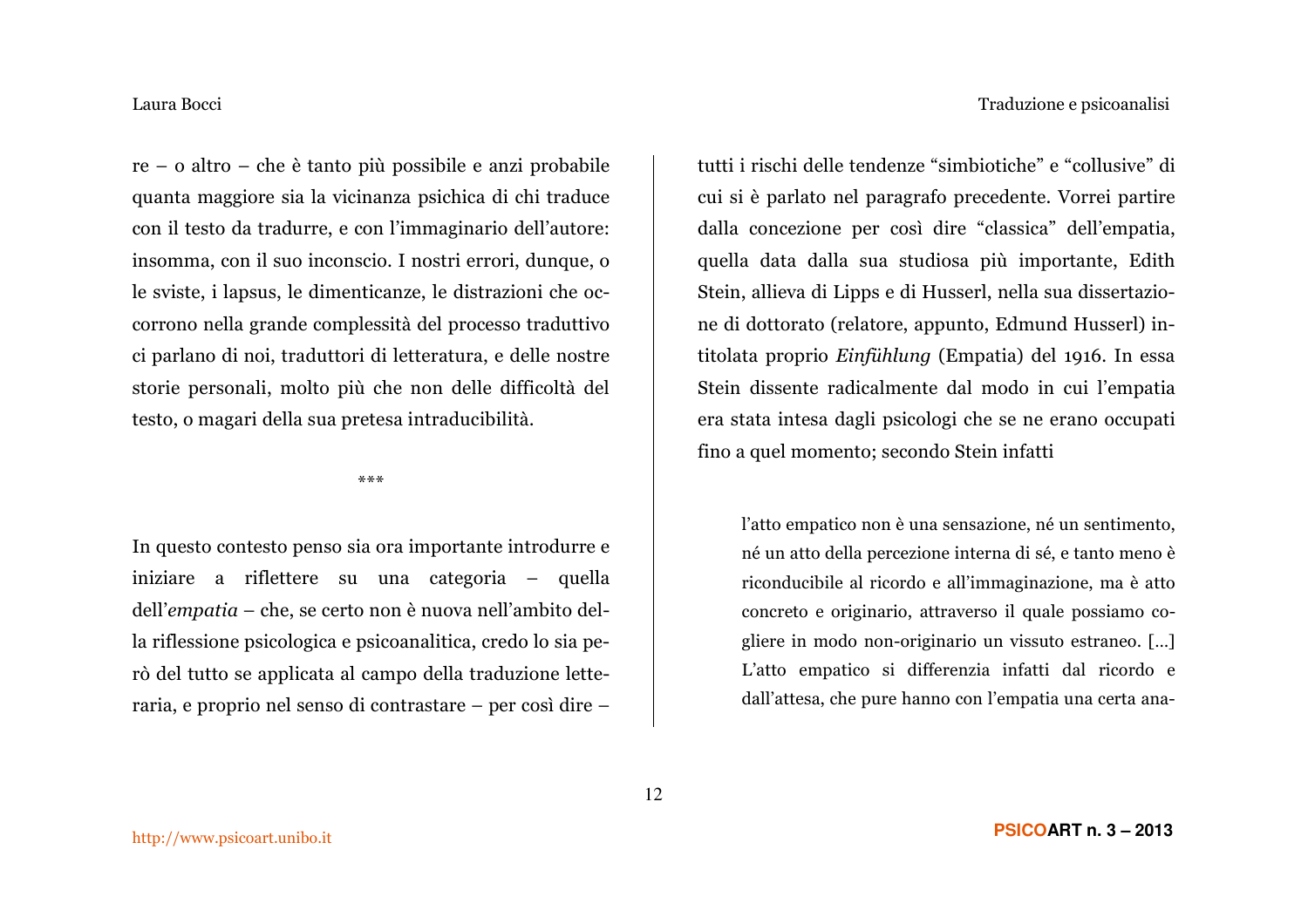re – o altro – che è tanto più possibile e anzi probabile quanta maggiore sia la vicinanza psichica di chi traduce con il testo da tradurre, e con l'immaginario dell'autore: insomma, con il suo inconscio. I nostri errori, dunque, o le sviste, i lapsus, le dimenticanze, le distrazioni che occorrono nella grande complessità del processo traduttivo ci parlano di noi, traduttori di letteratura, e delle nostre storie personali, molto più che non delle difficoltà del testo, o magari della sua pretesa intraducibilità.

\*\*\*

In questo contesto penso sia ora importante introdurre e iniziare a riflettere su una categoria – quella dell'*empatia* – che, se certo non è nuova nell'ambito della riflessione psicologica e psicoanalitica, credo lo sia però del tutto se applicata al campo della traduzione letteraria, e proprio nel senso di contrastare – per così dire – tutti i rischi delle tendenze "simbiotiche" e "collusive" di cui si è parlato nel paragrafo precedente. Vorrei partire dalla concezione per così dire "classica" dell'empatia, quella data dalla sua studiosa più importante, Edith Stein, allieva di Lipps e di Husserl, nella sua dissertazione di dottorato (relatore, appunto, Edmund Husserl) intitolata proprio *Einfühlung* (Empatia) del 1916. In essa Stein dissente radicalmente dal modo in cui l'empatia era stata intesa dagli psicologi che se ne erano occupati fino a quel momento; secondo Stein infatti

> l'atto empatico non è una sensazione, né un sentimento, né un atto della percezione interna di sé, e tanto meno è riconducibile al ricordo e all'immaginazione, ma è atto concreto e originario, attraverso il quale possiamo cogliere in modo non-originario un vissuto estraneo. [...] L'atto empatico si differenzia infatti dal ricordo e dall'attesa, che pure hanno con l'empatia una certa ana-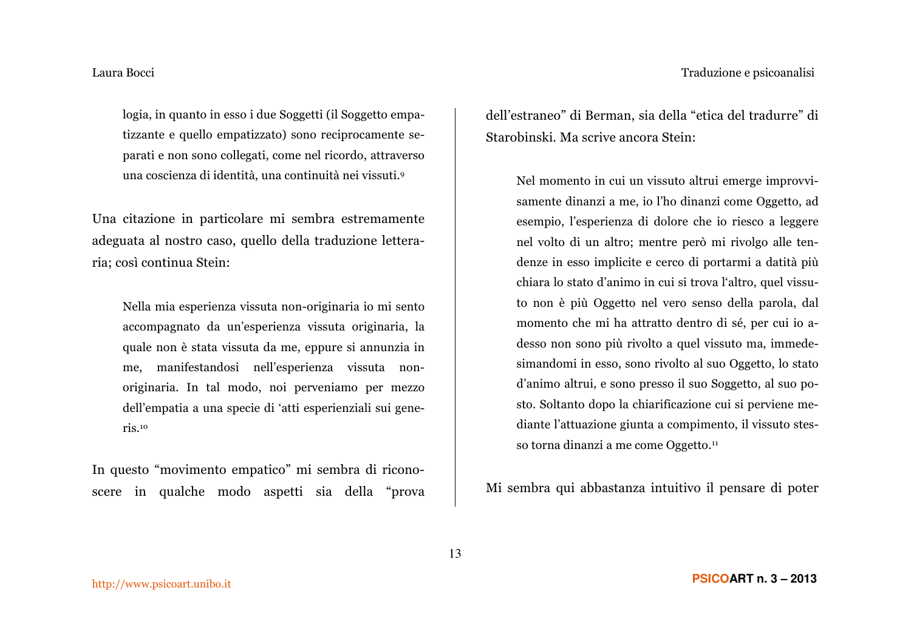> logia, in quanto in esso i due Soggetti (il Soggetto empatizzante e quello empatizzato) sono reciprocamente separati e non sono collegati, come nel ricordo, attraverso una coscienza di identità, una continuità nei vissuti.[9]

Una citazione in particolare mi sembra estremamente adeguata al nostro caso, quello della traduzione letteraria; così continua Stein:

> Nella mia esperienza vissuta non-originaria io mi sento accompagnato da un'esperienza vissuta originaria, la quale non è stata vissuta da me, eppure si annunzia in me, manifestandosi nell'esperienza vissuta non-originaria. In tal modo, noi perveniamo per mezzo dell'empatia a una specie di 'atti esperienziali sui generis.[10]

In questo "movimento empatico" mi sembra di riconoscere in qualche modo aspetti sia della "prova dell'estraneo" di Berman, sia della "etica del tradurre" di Starobinski. Ma scrive ancora Stein:

> Nel momento in cui un vissuto altrui emerge improvvisamente dinanzi a me, io l'ho dinanzi come Oggetto, ad esempio, l'esperienza di dolore che io riesco a leggere nel volto di un altro; mentre però mi rivolgo alle tendenze in esso implicite e cerco di portarmi a datità più chiara lo stato d'animo in cui si trova l'altro, quel vissuto non è più Oggetto nel vero senso della parola, dal momento che mi ha attratto dentro di sé, per cui io adesso non sono più rivolto a quel vissuto ma, immedesimandomi in esso, sono rivolto al suo Oggetto, lo stato d'animo altrui, e sono presso il suo Soggetto, al suo posto. Soltanto dopo la chiarificazione cui si perviene mediante l'attuazione giunta a compimento, il vissuto stesso torna dinanzi a me come Oggetto.[11]

Mi sembra qui abbastanza intuitivo il pensare di poter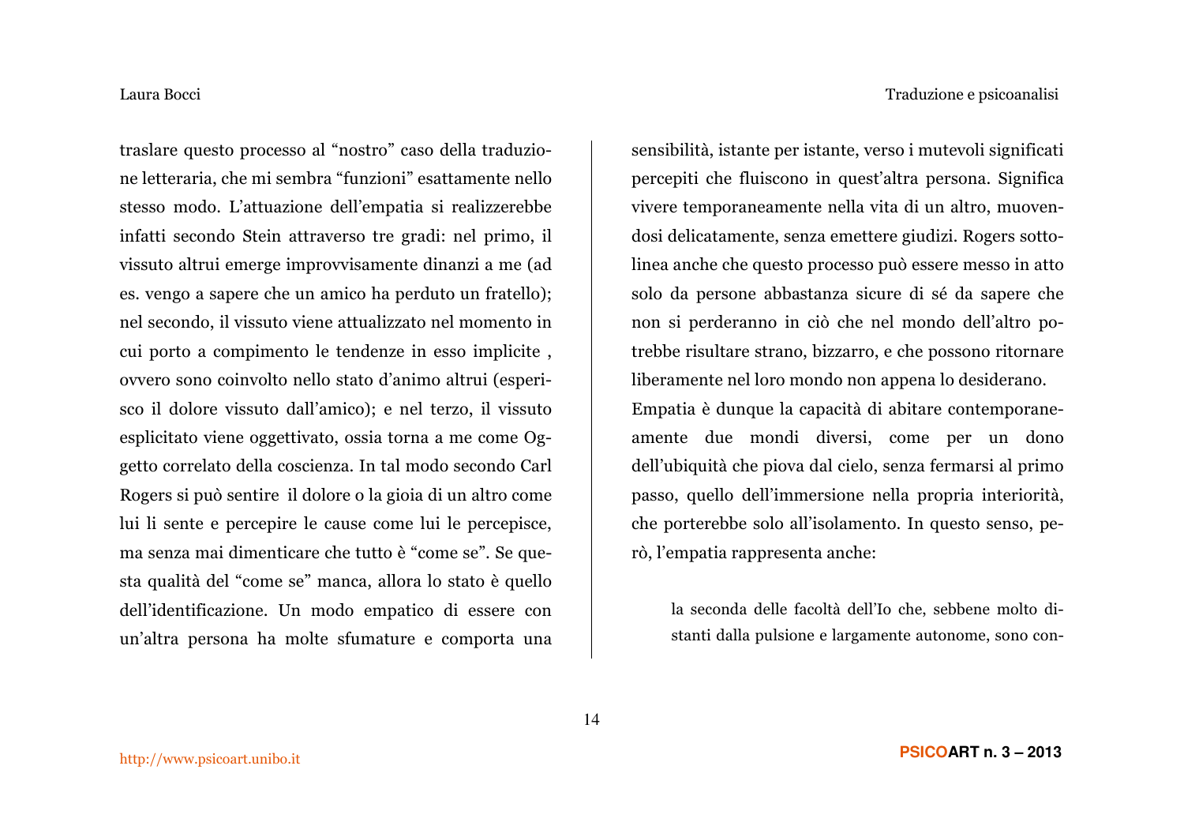traslare questo processo al "nostro" caso della traduzione letteraria, che mi sembra "funzioni" esattamente nello stesso modo. L'attuazione dell'empatia si realizzerebbe infatti secondo Stein attraverso tre gradi: nel primo, il vissuto altrui emerge improvvisamente dinanzi a me (ad es. vengo a sapere che un amico ha perduto un fratello); nel secondo, il vissuto viene attualizzato nel momento in cui porto a compimento le tendenze in esso implicite , ovvero sono coinvolto nello stato d'animo altrui (esperisco il dolore vissuto dall'amico); e nel terzo, il vissuto esplicitato viene oggettivato, ossia torna a me come Oggetto correlato della coscienza. In tal modo secondo Carl Rogers si può sentire  il dolore o la gioia di un altro come lui li sente e percepire le cause come lui le percepisce, ma senza mai dimenticare che tutto è "come se". Se questa qualità del "come se" manca, allora lo stato è quello dell'identificazione. Un modo empatico di essere con un'altra persona ha molte sfumature e comporta una sensibilità, istante per istante, verso i mutevoli significati percepiti che fluiscono in quest'altra persona. Significa vivere temporaneamente nella vita di un altro, muovendosi delicatamente, senza emettere giudizi. Rogers sottolinea anche che questo processo può essere messo in atto solo da persone abbastanza sicure di sé da sapere che non si perderanno in ciò che nel mondo dell'altro potrebbe risultare strano, bizzarro, e che possono ritornare liberamente nel loro mondo non appena lo desiderano.

Empatia è dunque la capacità di abitare contemporaneamente due mondi diversi, come per un dono dell'ubiquità che piova dal cielo, senza fermarsi al primo passo, quello dell'immersione nella propria interiorità, che porterebbe solo all'isolamento. In questo senso, però, l'empatia rappresenta anche:

> la seconda delle facoltà dell'Io che, sebbene molto distanti dalla pulsione e largamente autonome, sono con-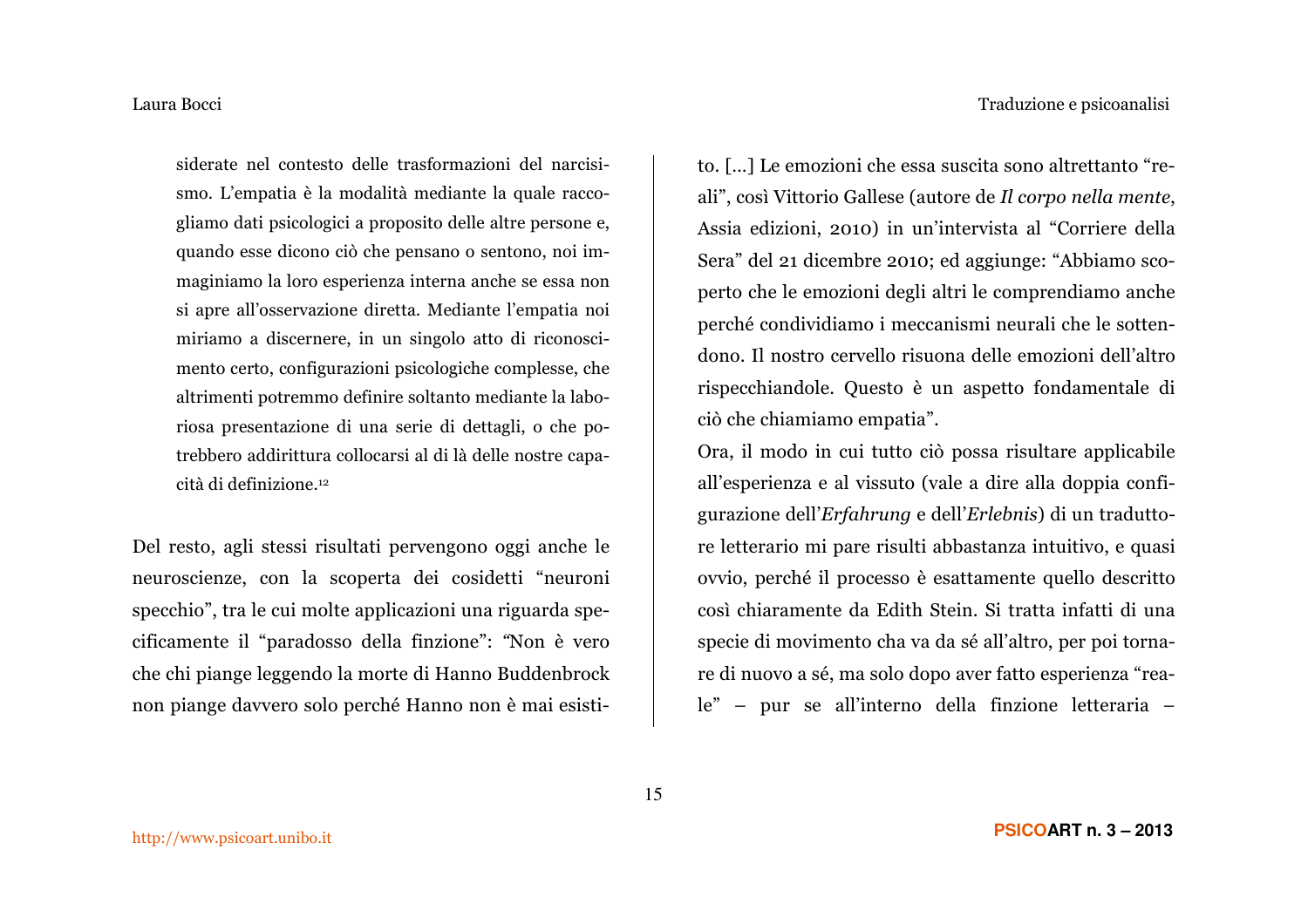siderate nel contesto delle trasformazioni del narcisismo. L'empatia è la modalità mediante la quale raccogliamo dati psicologici a proposito delle altre persone e, quando esse dicono ciò che pensano o sentono, noi immaginiamo la loro esperienza interna anche se essa non si apre all'osservazione diretta. Mediante l'empatia noi miriamo a discernere, in un singolo atto di riconoscimento certo, configurazioni psicologiche complesse, che altrimenti potremmo definire soltanto mediante la laboriosa presentazione di una serie di dettagli, o che potrebbero addirittura collocarsi al di là delle nostre capacità di definizione.[12]

Del resto, agli stessi risultati pervengono oggi anche le neuroscienze, con la scoperta dei cosidetti "neuroni specchio", tra le cui molte applicazioni una riguarda specificamente il "paradosso della finzione": "Non è vero che chi piange leggendo la morte di Hanno Buddenbrock non piange davvero solo perché Hanno non è mai esistito. [...] Le emozioni che essa suscita sono altrettanto "reali", così Vittorio Gallese (autore de *Il corpo nella mente*, Assia edizioni, 2010) in un'intervista al "Corriere della Sera" del 21 dicembre 2010; ed aggiunge: "Abbiamo scoperto che le emozioni degli altri le comprendiamo anche perché condividiamo i meccanismi neurali che le sottendono. Il nostro cervello risuona delle emozioni dell'altro rispecchiandole. Questo è un aspetto fondamentale di ciò che chiamiamo empatia".

Ora, il modo in cui tutto ciò possa risultare applicabile all'esperienza e al vissuto (vale a dire alla doppia configurazione dell'*Erfahrung* e dell'*Erlebnis*) di un traduttore letterario mi pare risulti abbastanza intuitivo, e quasi ovvio, perché il processo è esattamente quello descritto così chiaramente da Edith Stein. Si tratta infatti di una specie di movimento cha va da sé all'altro, per poi tornare di nuovo a sé, ma solo dopo aver fatto esperienza "reale" – pur se all'interno della finzione letteraria –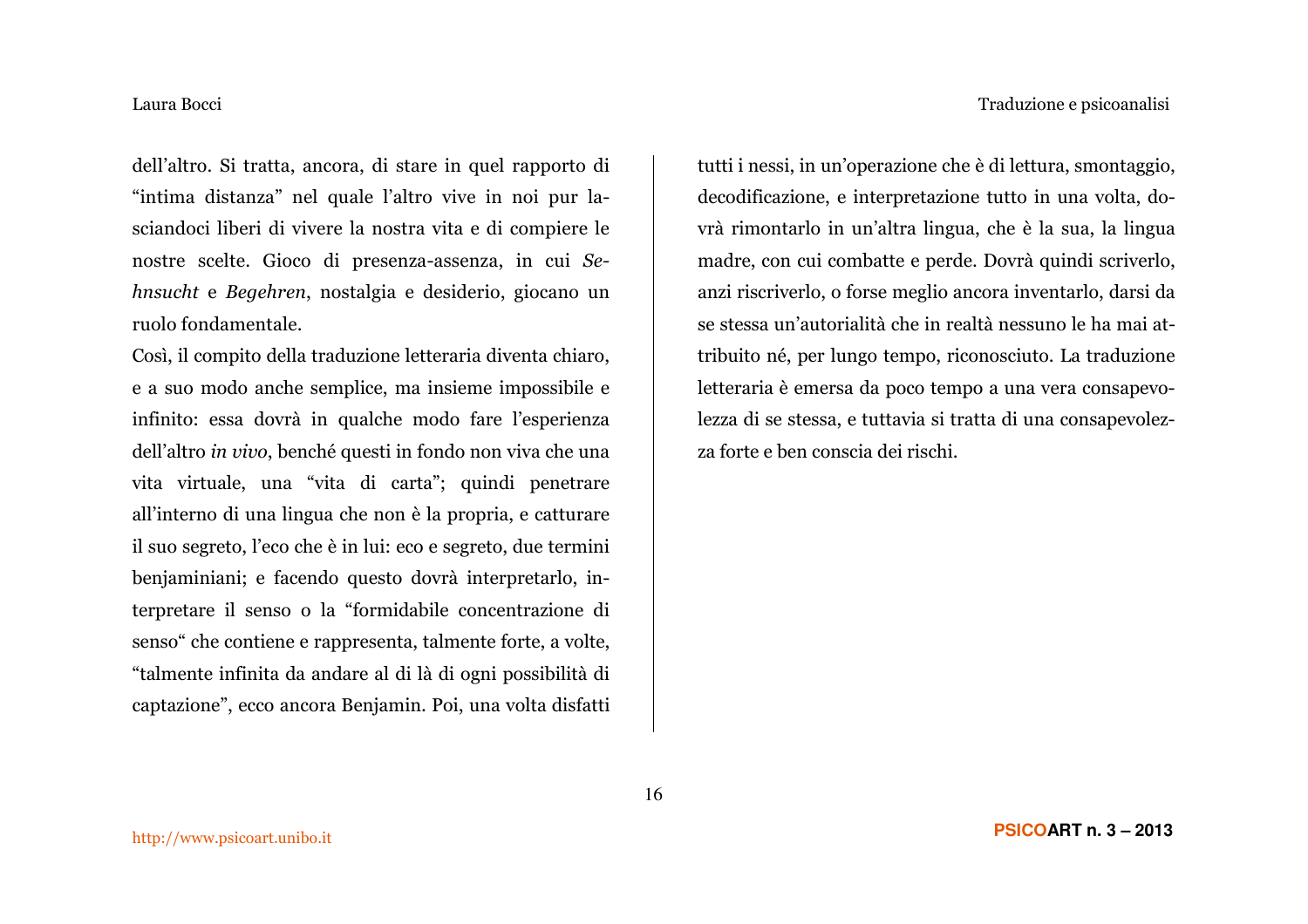dell'altro. Si tratta, ancora, di stare in quel rapporto di "intima distanza" nel quale l'altro vive in noi pur lasciandoci liberi di vivere la nostra vita e di compiere le nostre scelte. Gioco di presenza-assenza, in cui *Sehnsucht* e *Begehren*, nostalgia e desiderio, giocano un ruolo fondamentale.

Così, il compito della traduzione letteraria diventa chiaro, e a suo modo anche semplice, ma insieme impossibile e infinito: essa dovrà in qualche modo fare l'esperienza dell'altro *in vivo*, benché questi in fondo non viva che una vita virtuale, una "vita di carta"; quindi penetrare all'interno di una lingua che non è la propria, e catturare il suo segreto, l'eco che è in lui: eco e segreto, due termini benjaminiani; e facendo questo dovrà interpretarlo, interpretare il senso o la "formidabile concentrazione di senso" che contiene e rappresenta, talmente forte, a volte, "talmente infinita da andare al di là di ogni possibilità di captazione", ecco ancora Benjamin. Poi, una volta disfatti tutti i nessi, in un'operazione che è di lettura, smontaggio, decodificazione, e interpretazione tutto in una volta, dovrà rimontarlo in un'altra lingua, che è la sua, la lingua madre, con cui combatte e perde. Dovrà quindi scriverlo, anzi riscriverlo, o forse meglio ancora inventarlo, darsi da se stessa un'autorialità che in realtà nessuno le ha mai attribuito né, per lungo tempo, riconosciuto. La traduzione letteraria è emersa da poco tempo a una vera consapevolezza di se stessa, e tuttavia si tratta di una consapevolezza forte e ben conscia dei rischi.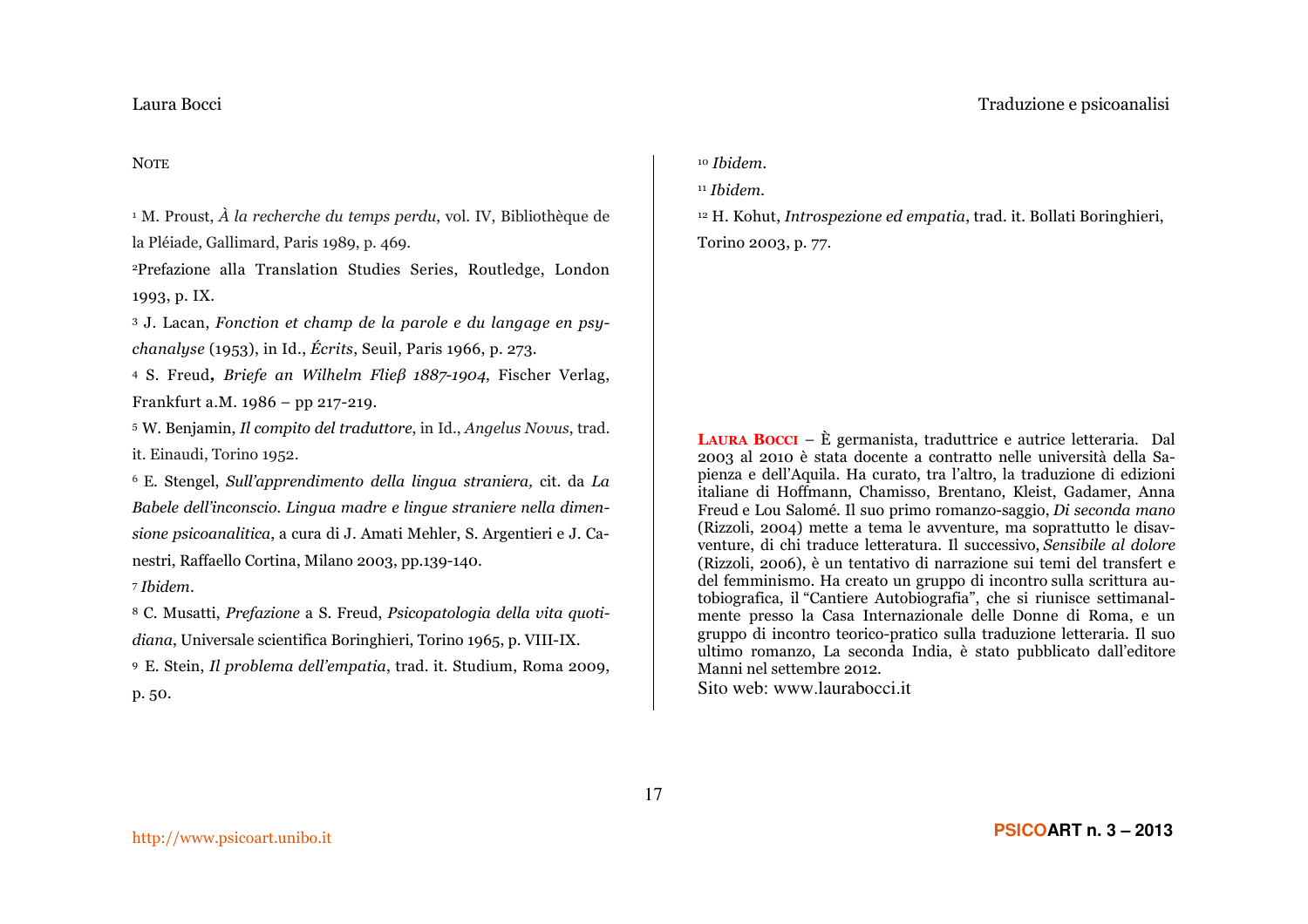## NOTE

[1] M. Proust, *À la recherche du temps perdu*, vol. IV, Bibliothèque de la Pléiade, Gallimard, Paris 1989, p. 469.

[2] Prefazione alla Translation Studies Series, Routledge, London 1993, p. IX.

[3] J. Lacan, *Fonction et champ de la parole e du langage en psychanalyse* (1953), in Id., *Écrits*, Seuil, Paris 1966, p. 273.

[4] S. Freud**,** *Briefe an Wilhelm Flieβ 1887-1904*, Fischer Verlag, Frankfurt a.M. 1986 – pp 217-219.

[5] W. Benjamin, *Il compito del traduttore*, in Id., *Angelus Novus*, trad. it. Einaudi, Torino 1952.

[6] E. Stengel, *Sull'apprendimento della lingua straniera,* cit. da *La Babele dell'inconscio. Lingua madre e lingue straniere nella dimensione psicoanalitica*, a cura di J. Amati Mehler, S. Argentieri e J. Canestri, Raffaello Cortina, Milano 2003, pp.139-140.

[7] *Ibidem*.

[8] C. Musatti, *Prefazione* a S. Freud, *Psicopatologia della vita quotidiana*, Universale scientifica Boringhieri, Torino 1965, p. VIII-IX.

[9] E. Stein, *Il problema dell'empatia*, trad. it. Studium, Roma 2009, p. 50.

[10] *Ibidem*.

[11] *Ibidem.*

[12] H. Kohut, *Introspezione ed empatia*, trad. it. Bollati Boringhieri, Torino 2003, p. 77.

**LAURA BOCCI** – È germanista, traduttrice e autrice letteraria. Dal 2003 al 2010 è stata docente a contratto nelle università della Sapienza e dell'Aquila. Ha curato, tra l'altro, la traduzione di edizioni italiane di Hoffmann, Chamisso, Brentano, Kleist, Gadamer, Anna Freud e Lou Salomé. Il suo primo romanzo-saggio, *Di seconda mano* (Rizzoli, 2004) mette a tema le avventure, ma soprattutto le disavventure, di chi traduce letteratura. Il successivo, *Sensibile al dolore* (Rizzoli, 2006), è un tentativo di narrazione sui temi del transfert e del femminismo. Ha creato un gruppo di incontro sulla scrittura autobiografica, il "Cantiere Autobiografia", che si riunisce settimanalmente presso la Casa Internazionale delle Donne di Roma, e un gruppo di incontro teorico-pratico sulla traduzione letteraria. Il suo ultimo romanzo, La seconda India, è stato pubblicato dall'editore Manni nel settembre 2012.
Sito web: www.laurabocci.it